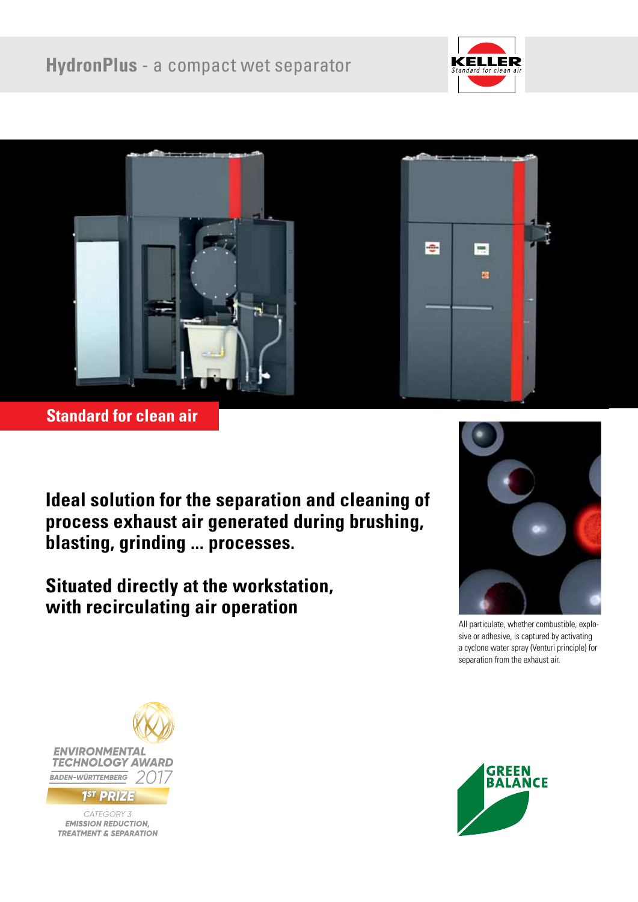# HydronPlus - a compact wet separator

KELLER
Standard for clean air

**Standard for clean air**

## Ideal solution for the separation and cleaning of process exhaust air generated during brushing, blasting, grinding ... processes.

## Situated directly at the workstation, with recirculating air operation

All particulate, whether combustible, explosive or adhesive, is captured by activating a cyclone water spray (Venturi principle) for separation from the exhaust air.

ENVIRONMENTAL TECHNOLOGY AWARD
BADEN-WÜRTTEMBERG 2017
1ST PRIZE
CATEGORY 3
EMISSION REDUCTION, TREATMENT & SEPARATION

GREEN BALANCE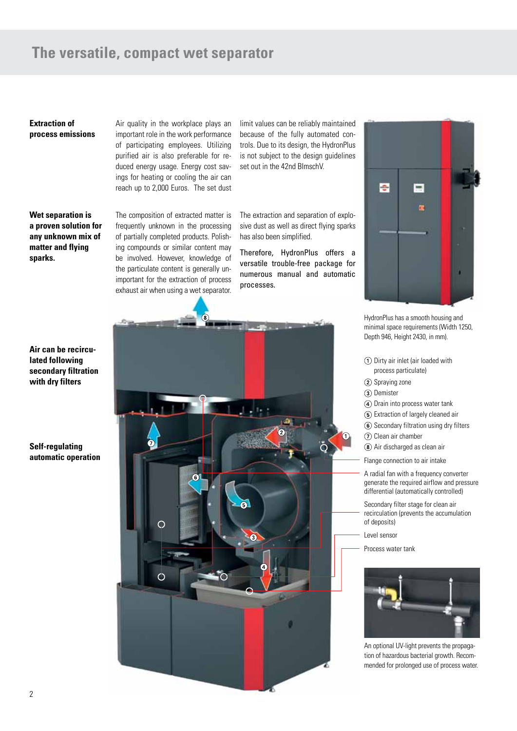# The versatile, compact wet separator

**Extraction of process emissions**

Air quality in the workplace plays an important role in the work performance of participating employees. Utilizing purified air is also preferable for reduced energy usage. Energy cost savings for heating or cooling the air can reach up to 2,000 Euros. The set dust limit values can be reliably maintained because of the fully automated controls. Due to its design, the HydronPlus is not subject to the design guidelines set out in the 42nd BImschV.

**Wet separation is a proven solution for any unknown mix of matter and flying sparks.**

The composition of extracted matter is frequently unknown in the processing of partially completed products. Polishing compounds or similar content may be involved. However, knowledge of the particulate content is generally unimportant for the extraction of process exhaust air when using a wet separator.

The extraction and separation of explosive dust as well as direct flying sparks has also been simplified.

Therefore, HydronPlus offers a versatile trouble-free package for numerous manual and automatic processes.

HydronPlus has a smooth housing and minimal space requirements (Width 1250, Depth 946, Height 2430, in mm).

**Air can be recirculated following secondary filtration with dry filters**

**Self-regulating automatic operation**

1. Dirty air inlet (air loaded with process particulate)
2. Spraying zone
3. Demister
4. Drain into process water tank
5. Extraction of largely cleaned air
6. Secondary filtration using dry filters
7. Clean air chamber
8. Air discharged as clean air

Flange connection to air intake

A radial fan with a frequency converter generate the required airflow and pressure differential (automatically controlled)

Secondary filter stage for clean air recirculation (prevents the accumulation of deposits)

Level sensor

Process water tank

An optional UV-light prevents the propagation of hazardous bacterial growth. Recommended for prolonged use of process water.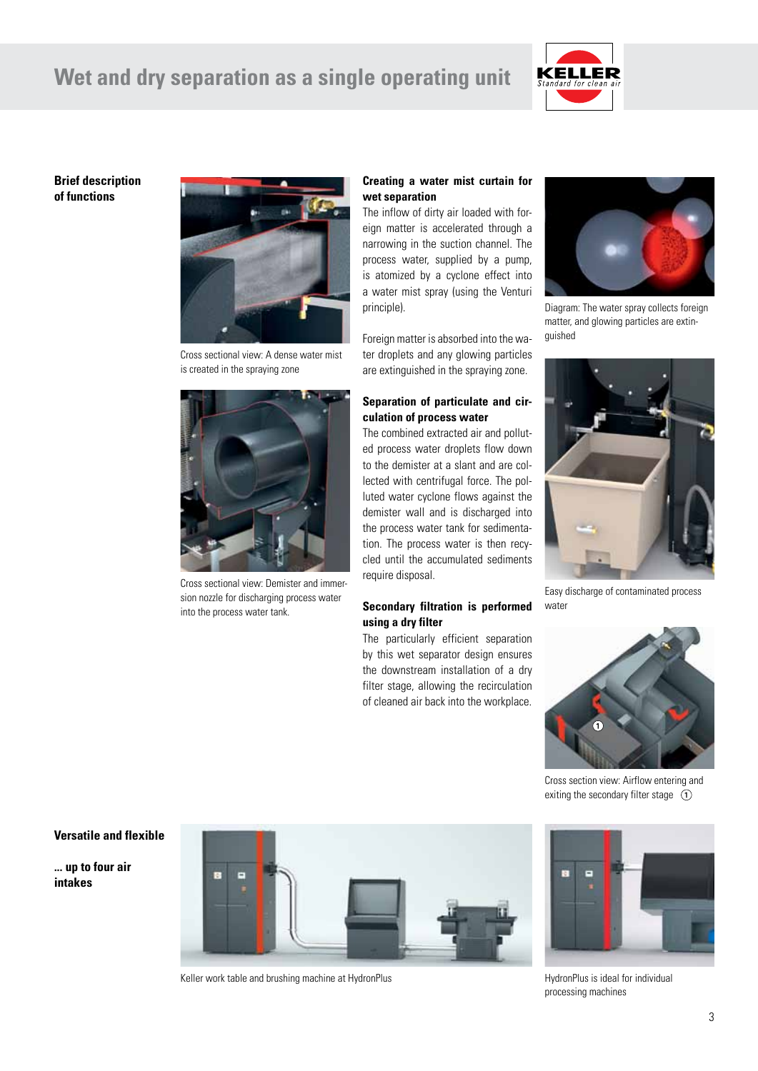# Wet and dry separation as a single operating unit

## Brief description of functions

Cross sectional view: A dense water mist is created in the spraying zone

Cross sectional view: Demister and immersion nozzle for discharging process water into the process water tank.

### Creating a water mist curtain for wet separation

The inflow of dirty air loaded with foreign matter is accelerated through a narrowing in the suction channel. The process water, supplied by a pump, is atomized by a cyclone effect into a water mist spray (using the Venturi principle).

Foreign matter is absorbed into the water droplets and any glowing particles are extinguished in the spraying zone.

### Separation of particulate and circulation of process water

The combined extracted air and polluted process water droplets flow down to the demister at a slant and are collected with centrifugal force. The polluted water cyclone flows against the demister wall and is discharged into the process water tank for sedimentation. The process water is then recycled until the accumulated sediments require disposal.

### Secondary filtration is performed using a dry filter

The particularly efficient separation by this wet separator design ensures the downstream installation of a dry filter stage, allowing the recirculation of cleaned air back into the workplace.

Diagram: The water spray collects foreign matter, and glowing particles are extinguished

Easy discharge of contaminated process water

Cross section view: Airflow entering and exiting the secondary filter stage ①

## Versatile and flexible

**... up to four air intakes**

Keller work table and brushing machine at HydronPlus

HydronPlus is ideal for individual processing machines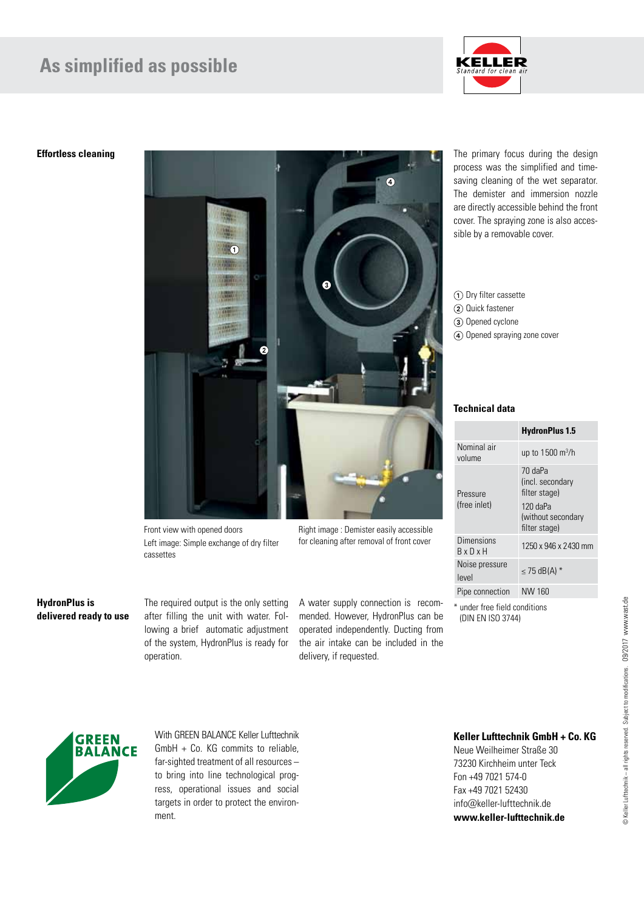# As simplified as possible

## Effortless cleaning

The primary focus during the design process was the simplified and time-saving cleaning of the wet separator. The demister and immersion nozzle are directly accessible behind the front cover. The spraying zone is also accessible by a removable cover.

1. Dry filter cassette
2. Quick fastener
3. Opened cyclone
4. Opened spraying zone cover

Front view with opened doors
Left image: Simple exchange of dry filter cassettes

Right image : Demister easily accessible for cleaning after removal of front cover

### Technical data

| | HydronPlus 1.5 |
|---|---|
| Nominal air volume | up to 1500 m³/h |
| Pressure (free inlet) | 70 daPa (incl. secondary filter stage)<br>120 daPa (without secondary filter stage) |
| Dimensions B x D x H | 1250 x 946 x 2430 mm |
| Noise pressure level | ≤ 75 dB(A) * |
| Pipe connection | NW 160 |

\* under free field conditions (DIN EN ISO 3744)

## HydronPlus is delivered ready to use

The required output is the only setting after filling the unit with water. Following a brief automatic adjustment of the system, HydronPlus is ready for operation.

A water supply connection is recommended. However, HydronPlus can be operated independently. Ducting from the air intake can be included in the delivery, if requested.

GREEN BALANCE

With GREEN BALANCE Keller Lufttechnik GmbH + Co. KG commits to reliable, far-sighted treatment of all resources – to bring into line technological progress, operational issues and social targets in order to protect the environment.

**Keller Lufttechnik GmbH + Co. KG**
Neue Weilheimer Straße 30
73230 Kirchheim unter Teck
Fon +49 7021 574-0
Fax +49 7021 52430
info@keller-lufttechnik.de
**www.keller-lufttechnik.de**

© Keller Lufttechnik – all rights reserved. Subject to modifications. 09/2017 www.wast.de